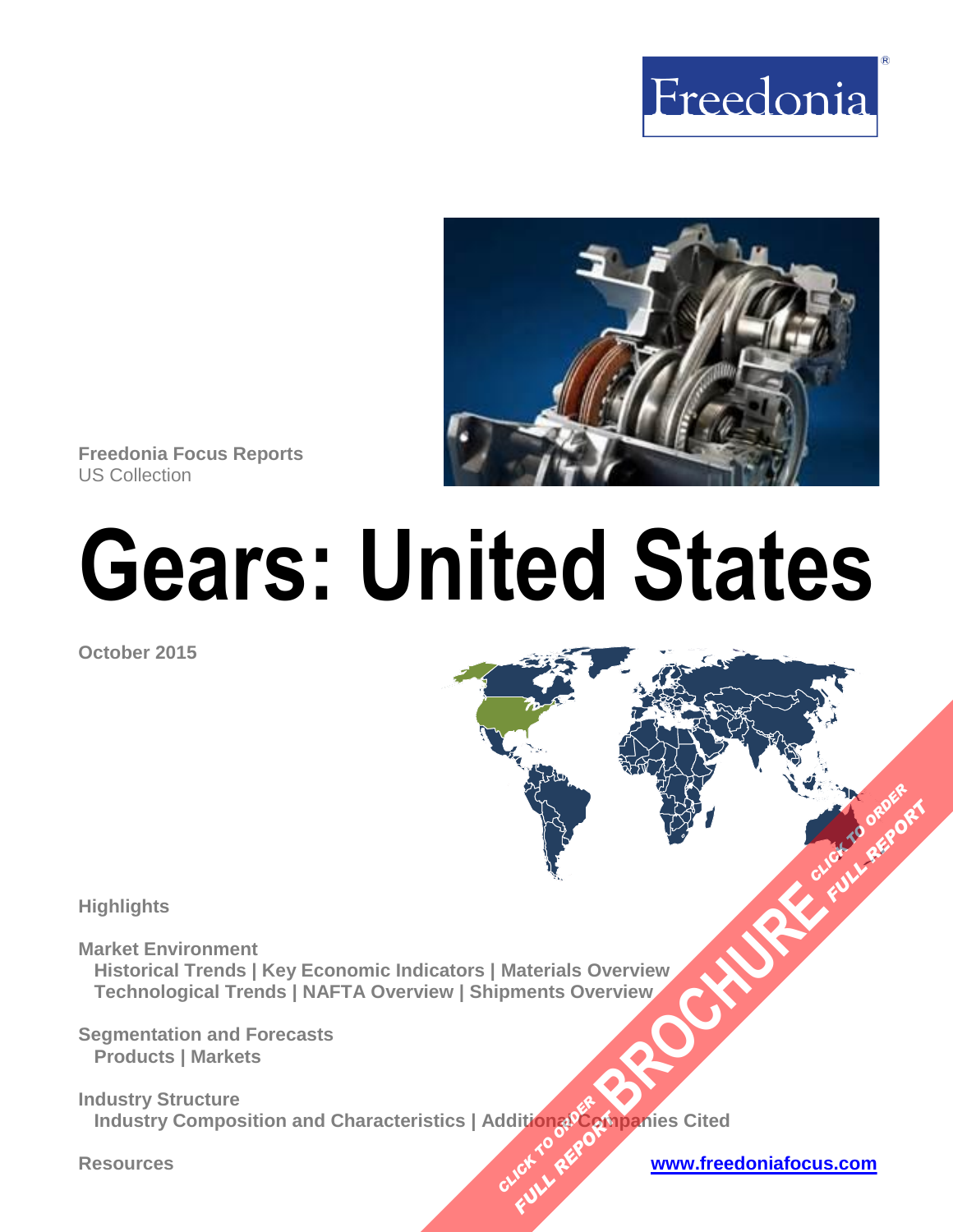Freedonia®

Freedonia Focus Reports
US Collection

# Gears: United States

October 2015

**Highlights**

**Market Environment**
Historical Trends | Key Economic Indicators | Materials Overview
Technological Trends | NAFTA Overview | Shipments Overview

**Segmentation and Forecasts**
Products | Markets

**Industry Structure**
Industry Composition and Characteristics | Additional Companies Cited

**Resources**

www.freedoniafocus.com

CLICK TO ORDER FULL REPORT BROCHURE CLICK TO ORDER FULL REPORT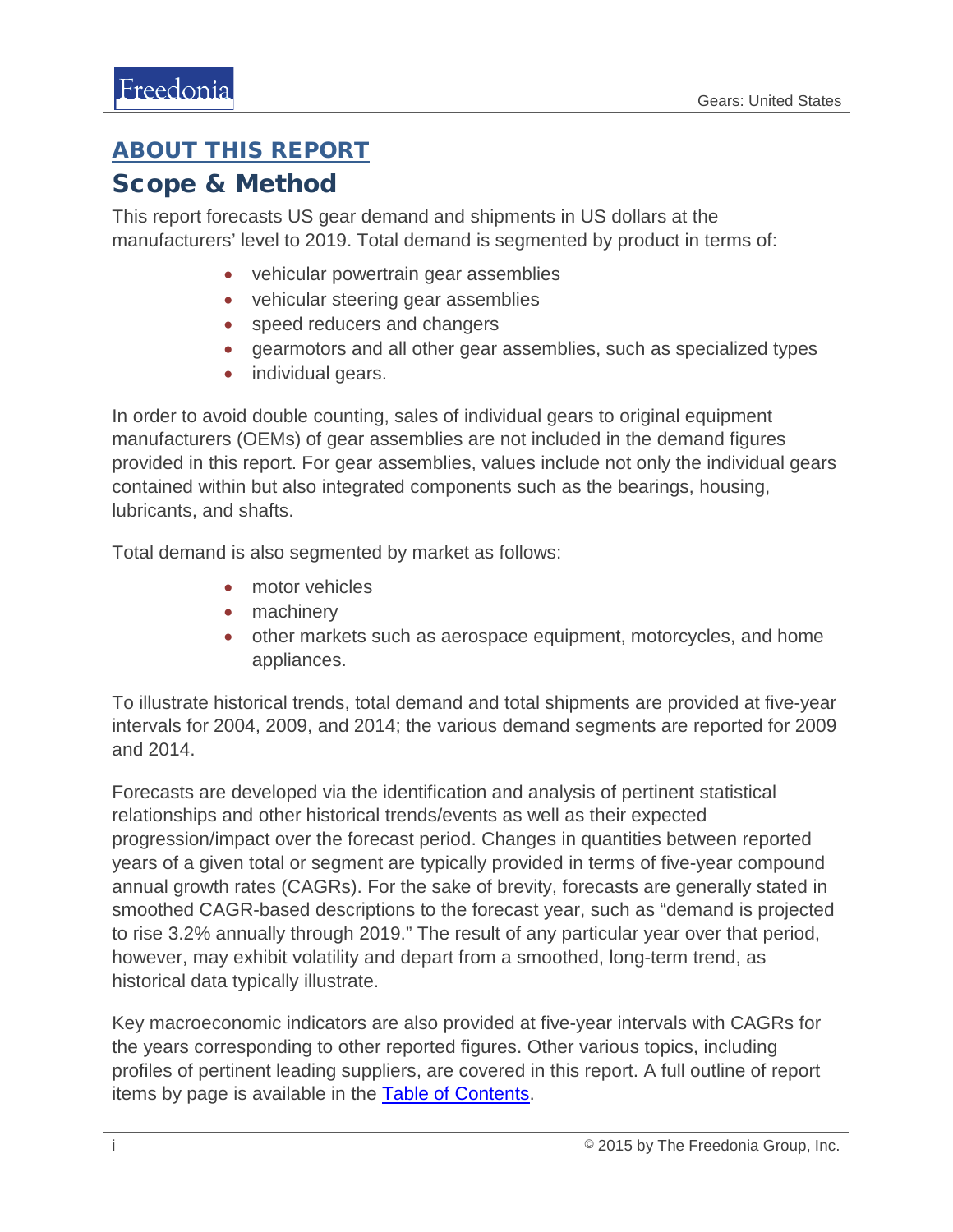## ABOUT THIS REPORT

# Scope & Method

This report forecasts US gear demand and shipments in US dollars at the manufacturers' level to 2019. Total demand is segmented by product in terms of:

- vehicular powertrain gear assemblies
- vehicular steering gear assemblies
- speed reducers and changers
- gearmotors and all other gear assemblies, such as specialized types
- individual gears.

In order to avoid double counting, sales of individual gears to original equipment manufacturers (OEMs) of gear assemblies are not included in the demand figures provided in this report. For gear assemblies, values include not only the individual gears contained within but also integrated components such as the bearings, housing, lubricants, and shafts.

Total demand is also segmented by market as follows:

- motor vehicles
- machinery
- other markets such as aerospace equipment, motorcycles, and home appliances.

To illustrate historical trends, total demand and total shipments are provided at five-year intervals for 2004, 2009, and 2014; the various demand segments are reported for 2009 and 2014.

Forecasts are developed via the identification and analysis of pertinent statistical relationships and other historical trends/events as well as their expected progression/impact over the forecast period. Changes in quantities between reported years of a given total or segment are typically provided in terms of five-year compound annual growth rates (CAGRs). For the sake of brevity, forecasts are generally stated in smoothed CAGR-based descriptions to the forecast year, such as "demand is projected to rise 3.2% annually through 2019." The result of any particular year over that period, however, may exhibit volatility and depart from a smoothed, long-term trend, as historical data typically illustrate.

Key macroeconomic indicators are also provided at five-year intervals with CAGRs for the years corresponding to other reported figures. Other various topics, including profiles of pertinent leading suppliers, are covered in this report. A full outline of report items by page is available in the Table of Contents.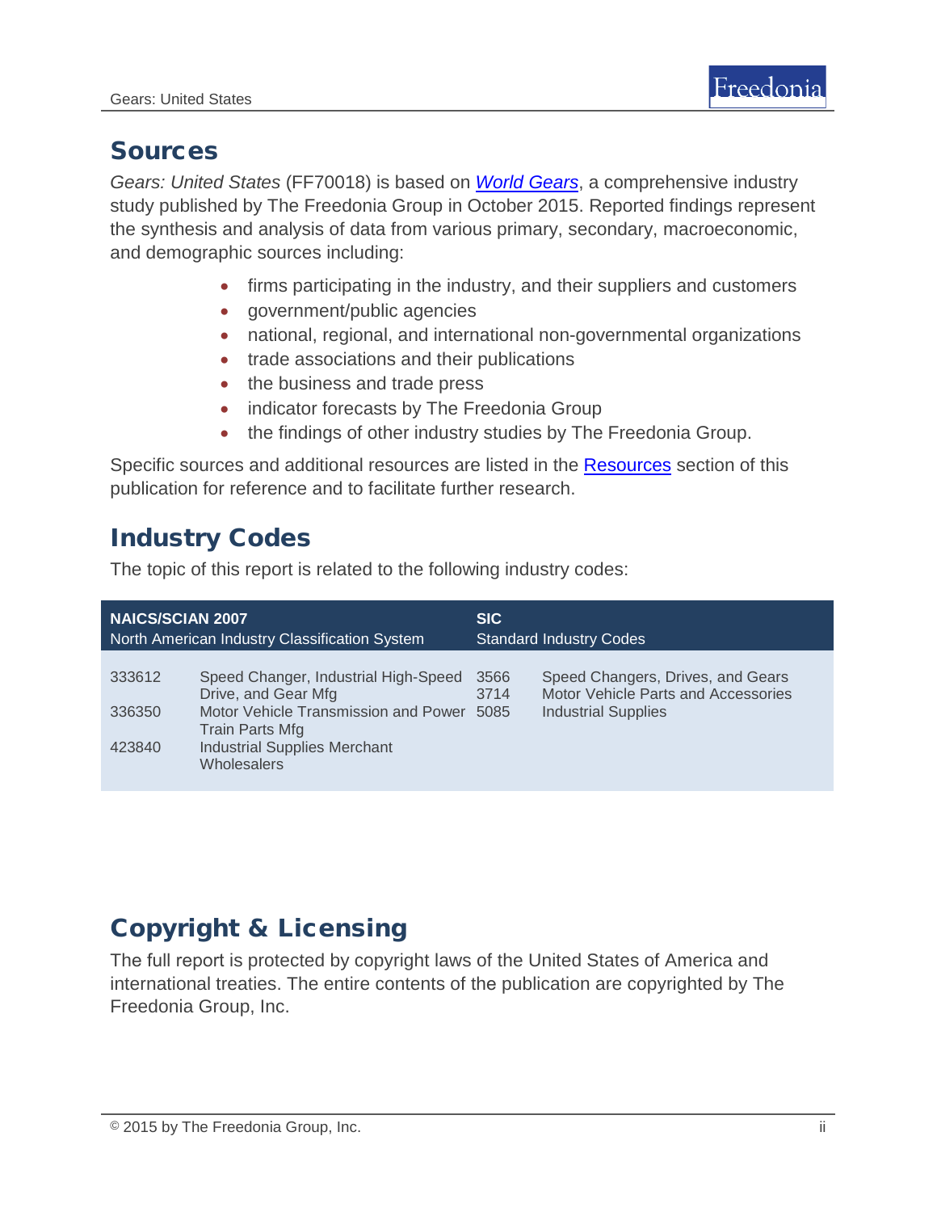## Sources

*Gears: United States* (FF70018) is based on *World Gears*, a comprehensive industry study published by The Freedonia Group in October 2015. Reported findings represent the synthesis and analysis of data from various primary, secondary, macroeconomic, and demographic sources including:

- firms participating in the industry, and their suppliers and customers
- government/public agencies
- national, regional, and international non-governmental organizations
- trade associations and their publications
- the business and trade press
- indicator forecasts by The Freedonia Group
- the findings of other industry studies by The Freedonia Group.

Specific sources and additional resources are listed in the Resources section of this publication for reference and to facilitate further research.

## Industry Codes

The topic of this report is related to the following industry codes:

| **NAICS/SCIAN 2007** North American Industry Classification System | | **SIC** Standard Industry Codes | |
|---|---|---|---|
| 333612 | Speed Changer, Industrial High-Speed Drive, and Gear Mfg | 3566 | Speed Changers, Drives, and Gears |
| 336350 | Motor Vehicle Transmission and Power Train Parts Mfg | 3714 | Motor Vehicle Parts and Accessories |
| 423840 | Industrial Supplies Merchant Wholesalers | 5085 | Industrial Supplies |

## Copyright & Licensing

The full report is protected by copyright laws of the United States of America and international treaties. The entire contents of the publication are copyrighted by The Freedonia Group, Inc.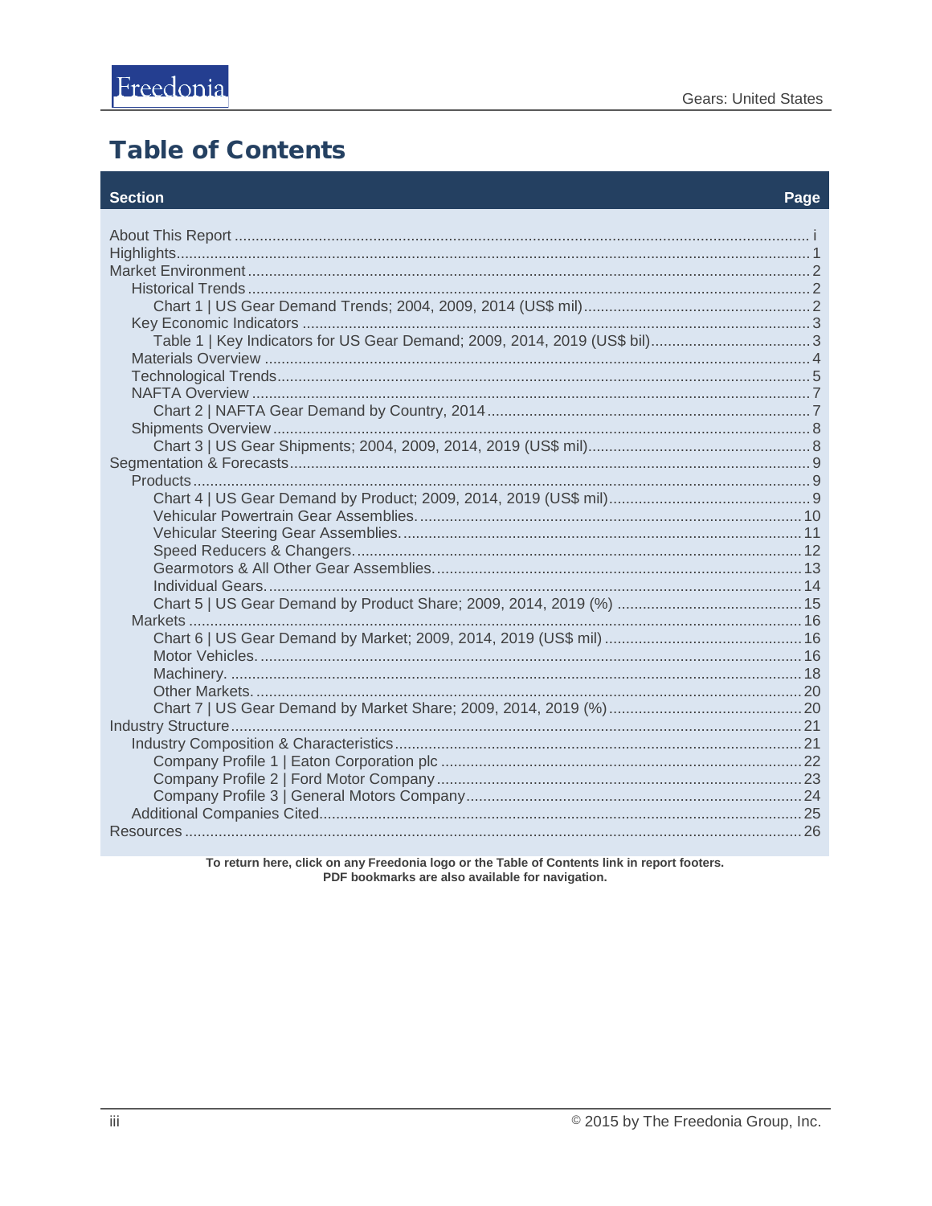# Table of Contents

| Section | Page |
|---|---|
| About This Report | i |
| Highlights | 1 |
| Market Environment | 2 |
| Historical Trends | 2 |
| Chart 1 \| US Gear Demand Trends; 2004, 2009, 2014 (US$ mil) | 2 |
| Key Economic Indicators | 3 |
| Table 1 \| Key Indicators for US Gear Demand; 2009, 2014, 2019 (US$ bil) | 3 |
| Materials Overview | 4 |
| Technological Trends | 5 |
| NAFTA Overview | 7 |
| Chart 2 \| NAFTA Gear Demand by Country, 2014 | 7 |
| Shipments Overview | 8 |
| Chart 3 \| US Gear Shipments; 2004, 2009, 2014, 2019 (US$ mil) | 8 |
| Segmentation & Forecasts | 9 |
| Products | 9 |
| Chart 4 \| US Gear Demand by Product; 2009, 2014, 2019 (US$ mil) | 9 |
| Vehicular Powertrain Gear Assemblies. | 10 |
| Vehicular Steering Gear Assemblies. | 11 |
| Speed Reducers & Changers. | 12 |
| Gearmotors & All Other Gear Assemblies. | 13 |
| Individual Gears. | 14 |
| Chart 5 \| US Gear Demand by Product Share; 2009, 2014, 2019 (%) | 15 |
| Markets | 16 |
| Chart 6 \| US Gear Demand by Market; 2009, 2014, 2019 (US$ mil) | 16 |
| Motor Vehicles. | 16 |
| Machinery. | 18 |
| Other Markets. | 20 |
| Chart 7 \| US Gear Demand by Market Share; 2009, 2014, 2019 (%) | 20 |
| Industry Structure | 21 |
| Industry Composition & Characteristics | 21 |
| Company Profile 1 \| Eaton Corporation plc | 22 |
| Company Profile 2 \| Ford Motor Company | 23 |
| Company Profile 3 \| General Motors Company | 24 |
| Additional Companies Cited | 25 |
| Resources | 26 |

**To return here, click on any Freedonia logo or the Table of Contents link in report footers.**
**PDF bookmarks are also available for navigation.**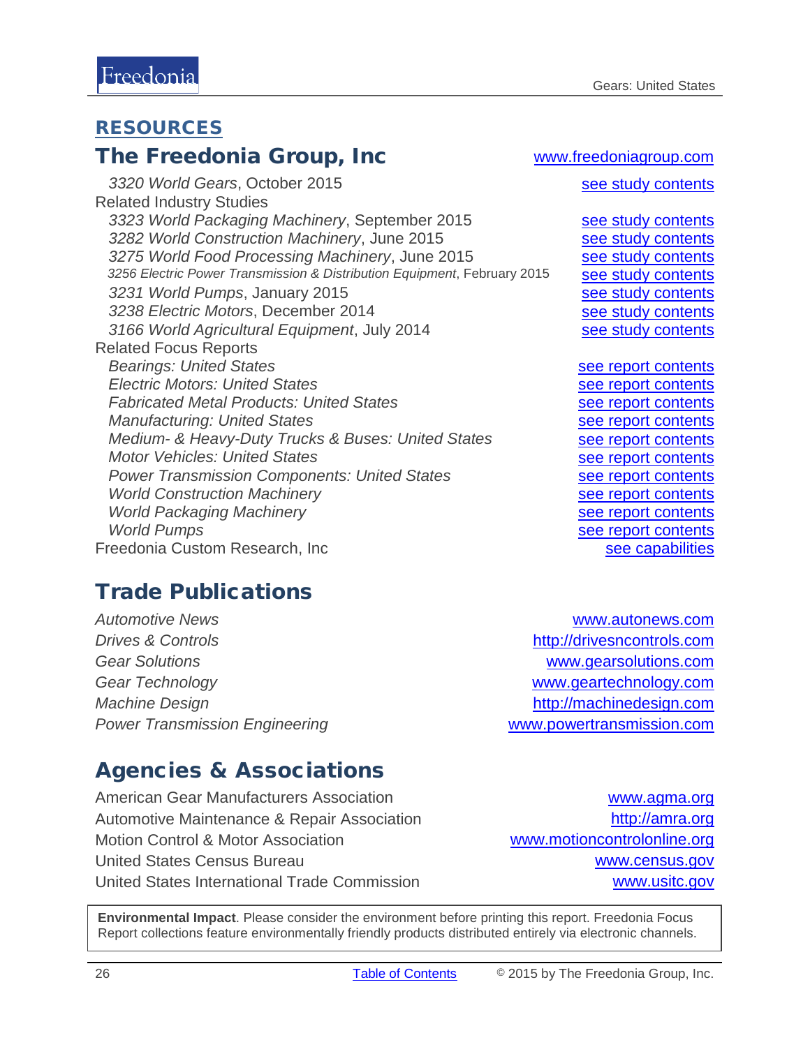## RESOURCES

## The Freedonia Group, Inc

www.freedoniagroup.com

*3320 World Gears*, October 2015 — see study contents

Related Industry Studies

- *3323 World Packaging Machinery*, September 2015 — see study contents
- *3282 World Construction Machinery*, June 2015 — see study contents
- *3275 World Food Processing Machinery*, June 2015 — see study contents
- *3256 Electric Power Transmission & Distribution Equipment*, February 2015 — see study contents
- *3231 World Pumps*, January 2015 — see study contents
- *3238 Electric Motors*, December 2014 — see study contents
- *3166 World Agricultural Equipment*, July 2014 — see study contents

Related Focus Reports

- *Bearings: United States* — see report contents
- *Electric Motors: United States* — see report contents
- *Fabricated Metal Products: United States* — see report contents
- *Manufacturing: United States* — see report contents
- *Medium- & Heavy-Duty Trucks & Buses: United States* — see report contents
- *Motor Vehicles: United States* — see report contents
- *Power Transmission Components: United States* — see report contents
- *World Construction Machinery* — see report contents
- *World Packaging Machinery* — see report contents
- *World Pumps* — see report contents

Freedonia Custom Research, Inc — see capabilities

## Trade Publications

| | |
|---|---|
| *Automotive News* | www.autonews.com |
| *Drives & Controls* | http://drivesncontrols.com |
| *Gear Solutions* | www.gearsolutions.com |
| *Gear Technology* | www.geartechnology.com |
| *Machine Design* | http://machinedesign.com |
| *Power Transmission Engineering* | www.powertransmission.com |

## Agencies & Associations

| | |
|---|---|
| American Gear Manufacturers Association | www.agma.org |
| Automotive Maintenance & Repair Association | http://amra.org |
| Motion Control & Motor Association | www.motioncontrolonline.org |
| United States Census Bureau | www.census.gov |
| United States International Trade Commission | www.usitc.gov |

**Environmental Impact**. Please consider the environment before printing this report. Freedonia Focus Report collections feature environmentally friendly products distributed entirely via electronic channels.